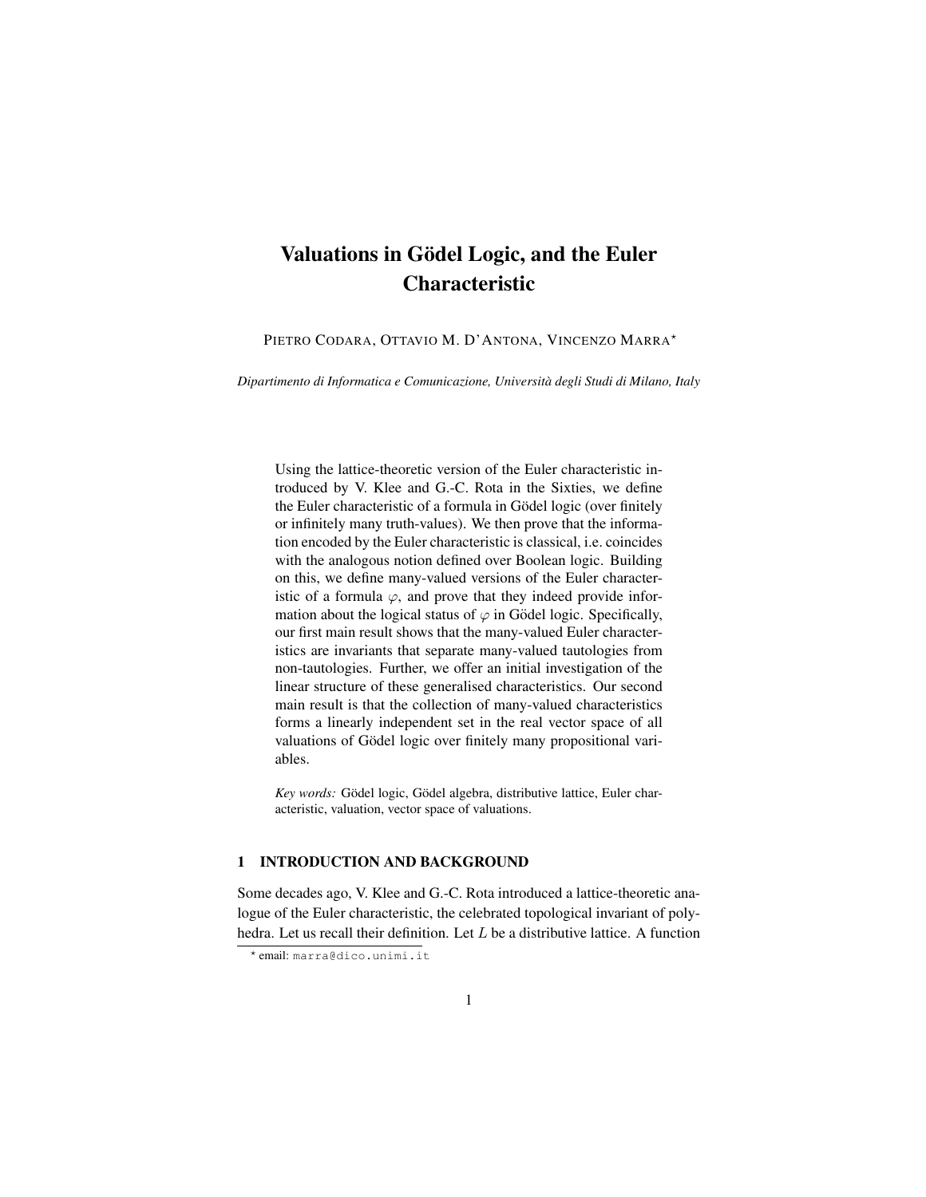# Valuations in Gödel Logic, and the Euler Characteristic

PIETRO CODARA, OTTAVIO M. D'ANTONA, VINCENZO MARRA*

*Dipartimento di Informatica e Comunicazione, Università degli Studi di Milano, Italy*

Using the lattice-theoretic version of the Euler characteristic introduced by V. Klee and G.-C. Rota in the Sixties, we define the Euler characteristic of a formula in Gödel logic (over finitely or infinitely many truth-values). We then prove that the information encoded by the Euler characteristic is classical, i.e. coincides with the analogous notion defined over Boolean logic. Building on this, we define many-valued versions of the Euler characteristic of a formula $\varphi$, and prove that they indeed provide information about the logical status of $\varphi$ in Gödel logic. Specifically, our first main result shows that the many-valued Euler characteristics are invariants that separate many-valued tautologies from non-tautologies. Further, we offer an initial investigation of the linear structure of these generalised characteristics. Our second main result is that the collection of many-valued characteristics forms a linearly independent set in the real vector space of all valuations of Gödel logic over finitely many propositional variables.

*Key words:* Gödel logic, Gödel algebra, distributive lattice, Euler characteristic, valuation, vector space of valuations.

## 1 INTRODUCTION AND BACKGROUND

Some decades ago, V. Klee and G.-C. Rota introduced a lattice-theoretic analogue of the Euler characteristic, the celebrated topological invariant of polyhedra. Let us recall their definition. Let $L$ be a distributive lattice. A function

* email: marra@dico.unimi.it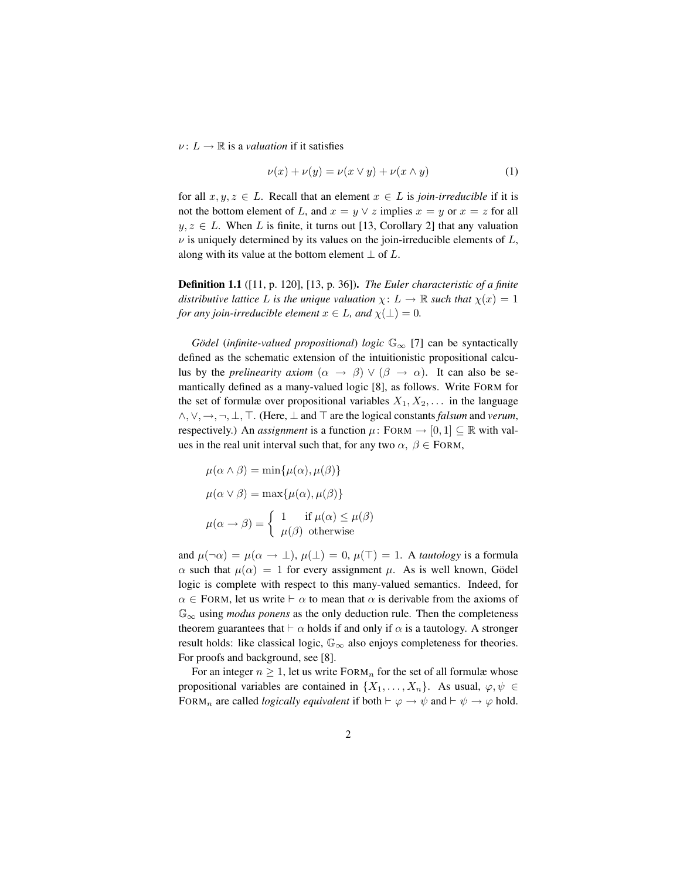$\nu \colon L \to \mathbb{R}$ is a *valuation* if it satisfies

$$\nu(x) + \nu(y) = \nu(x \vee y) + \nu(x \wedge y) \tag{1}$$

for all $x, y, z \in L$. Recall that an element $x \in L$ is *join-irreducible* if it is not the bottom element of $L$, and $x = y \vee z$ implies $x = y$ or $x = z$ for all $y, z \in L$. When $L$ is finite, it turns out [13, Corollary 2] that any valuation $\nu$ is uniquely determined by its values on the join-irreducible elements of $L$, along with its value at the bottom element $\perp$ of $L$.

**Definition 1.1** ([11, p. 120], [13, p. 36]). *The Euler characteristic of a finite distributive lattice $L$ is the unique valuation $\chi \colon L \to \mathbb{R}$ such that $\chi(x) = 1$ for any join-irreducible element $x \in L$, and $\chi(\perp) = 0$.*

*Gödel* (*infinite-valued propositional*) *logic* $\mathbb{G}_\infty$ [7] can be syntactically defined as the schematic extension of the intuitionistic propositional calculus by the *prelinearity axiom* $(\alpha \to \beta) \vee (\beta \to \alpha)$. It can also be semantically defined as a many-valued logic [8], as follows. Write FORM for the set of formulæ over propositional variables $X_1, X_2, \ldots$ in the language $\wedge, \vee, \to, \neg, \perp, \top$. (Here, $\perp$ and $\top$ are the logical constants *falsum* and *verum*, respectively.) An *assignment* is a function $\mu \colon \text{FORM} \to [0,1] \subseteq \mathbb{R}$ with values in the real unit interval such that, for any two $\alpha, \beta \in \text{FORM}$,

$$\mu(\alpha \wedge \beta) = \min\{\mu(\alpha), \mu(\beta)\}$$

$$\mu(\alpha \vee \beta) = \max\{\mu(\alpha), \mu(\beta)\}$$

$$\mu(\alpha \to \beta) = \begin{cases} 1 & \text{if } \mu(\alpha) \leq \mu(\beta) \\ \mu(\beta) & \text{otherwise} \end{cases}$$

and $\mu(\neg\alpha) = \mu(\alpha \to \perp)$, $\mu(\perp) = 0$, $\mu(\top) = 1$. A *tautology* is a formula $\alpha$ such that $\mu(\alpha) = 1$ for every assignment $\mu$. As is well known, Gödel logic is complete with respect to this many-valued semantics. Indeed, for $\alpha \in \text{FORM}$, let us write $\vdash \alpha$ to mean that $\alpha$ is derivable from the axioms of $\mathbb{G}_\infty$ using *modus ponens* as the only deduction rule. Then the completeness theorem guarantees that $\vdash \alpha$ holds if and only if $\alpha$ is a tautology. A stronger result holds: like classical logic, $\mathbb{G}_\infty$ also enjoys completeness for theories. For proofs and background, see [8].

For an integer $n \geq 1$, let us write $\text{FORM}_n$ for the set of all formulæ whose propositional variables are contained in $\{X_1, \ldots, X_n\}$. As usual, $\varphi, \psi \in \text{FORM}_n$ are called *logically equivalent* if both $\vdash \varphi \to \psi$ and $\vdash \psi \to \varphi$ hold.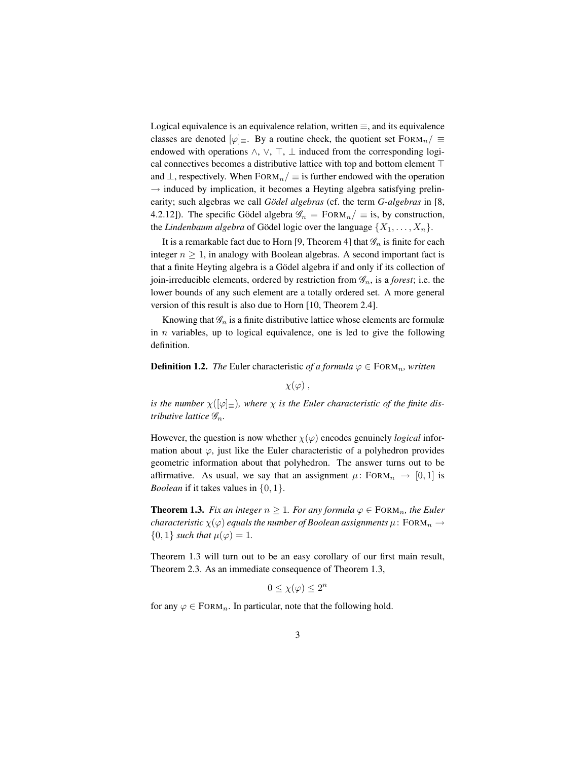Logical equivalence is an equivalence relation, written $\equiv$, and its equivalence classes are denoted $[\varphi]_{\equiv}$. By a routine check, the quotient set $\text{FORM}_n/\equiv$ endowed with operations $\wedge$, $\vee$, $\top$, $\bot$ induced from the corresponding logical connectives becomes a distributive lattice with top and bottom element $\top$ and $\bot$, respectively. When $\text{FORM}_n/\equiv$ is further endowed with the operation $\to$ induced by implication, it becomes a Heyting algebra satisfying prelinearity; such algebras we call *Gödel algebras* (cf. the term *G-algebras* in [8, 4.2.12]). The specific Gödel algebra $\mathscr{G}_n = \text{FORM}_n/\equiv$ is, by construction, the *Lindenbaum algebra* of Gödel logic over the language $\{X_1, \ldots, X_n\}$.

It is a remarkable fact due to Horn [9, Theorem 4] that $\mathscr{G}_n$ is finite for each integer $n \geq 1$, in analogy with Boolean algebras. A second important fact is that a finite Heyting algebra is a Gödel algebra if and only if its collection of join-irreducible elements, ordered by restriction from $\mathscr{G}_n$, is a *forest*; i.e. the lower bounds of any such element are a totally ordered set. A more general version of this result is also due to Horn [10, Theorem 2.4].

Knowing that $\mathscr{G}_n$ is a finite distributive lattice whose elements are formulæ in $n$ variables, up to logical equivalence, one is led to give the following definition.

**Definition 1.2.** *The* Euler characteristic *of a formula $\varphi \in \text{FORM}_n$, written*

$$\chi(\varphi) \, ,$$

*is the number $\chi([\varphi]_{\equiv})$, where $\chi$ is the Euler characteristic of the finite distributive lattice $\mathscr{G}_n$.*

However, the question is now whether $\chi(\varphi)$ encodes genuinely *logical* information about $\varphi$, just like the Euler characteristic of a polyhedron provides geometric information about that polyhedron. The answer turns out to be affirmative. As usual, we say that an assignment $\mu\colon \text{FORM}_n \to [0, 1]$ is *Boolean* if it takes values in $\{0, 1\}$.

**Theorem 1.3.** *Fix an integer $n \geq 1$. For any formula $\varphi \in \text{FORM}_n$, the Euler characteristic $\chi(\varphi)$ equals the number of Boolean assignments $\mu\colon \text{FORM}_n \to \{0, 1\}$ such that $\mu(\varphi) = 1$.*

Theorem 1.3 will turn out to be an easy corollary of our first main result, Theorem 2.3. As an immediate consequence of Theorem 1.3,

$$0 \leq \chi(\varphi) \leq 2^n$$

for any $\varphi \in \text{FORM}_n$. In particular, note that the following hold.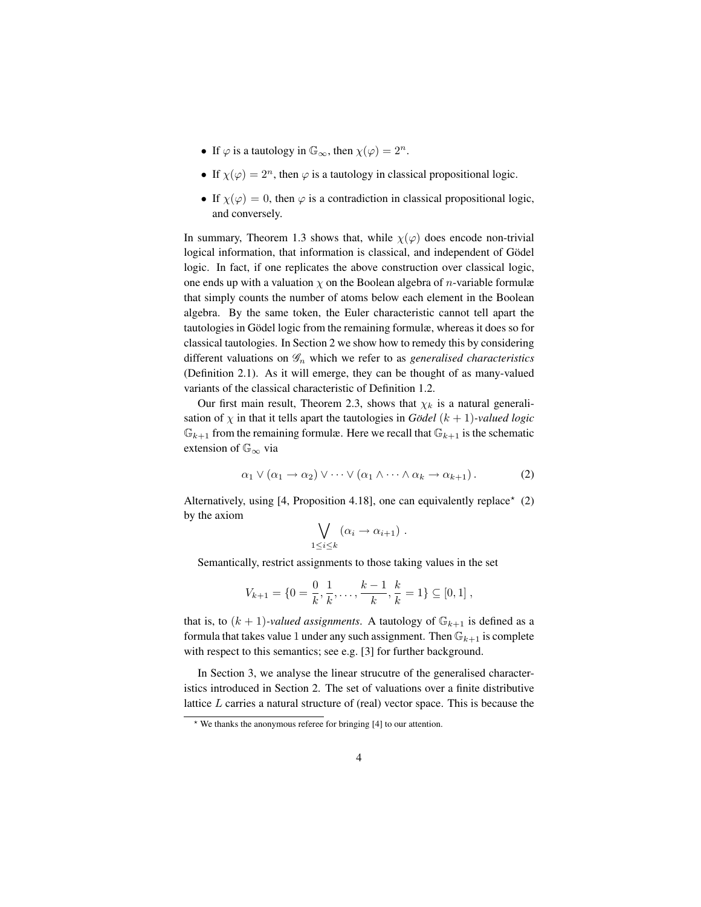- If $\varphi$ is a tautology in $\mathbb{G}_\infty$, then $\chi(\varphi) = 2^n$.
- If $\chi(\varphi) = 2^n$, then $\varphi$ is a tautology in classical propositional logic.
- If $\chi(\varphi) = 0$, then $\varphi$ is a contradiction in classical propositional logic, and conversely.

In summary, Theorem 1.3 shows that, while $\chi(\varphi)$ does encode non-trivial logical information, that information is classical, and independent of Gödel logic. In fact, if one replicates the above construction over classical logic, one ends up with a valuation $\chi$ on the Boolean algebra of $n$-variable formulæ that simply counts the number of atoms below each element in the Boolean algebra. By the same token, the Euler characteristic cannot tell apart the tautologies in Gödel logic from the remaining formulæ, whereas it does so for classical tautologies. In Section 2 we show how to remedy this by considering different valuations on $\mathscr{G}_n$ which we refer to as *generalised characteristics* (Definition 2.1). As it will emerge, they can be thought of as many-valued variants of the classical characteristic of Definition 1.2.

Our first main result, Theorem 2.3, shows that $\chi_k$ is a natural generalisation of $\chi$ in that it tells apart the tautologies in *Gödel* $(k+1)$*-valued logic* $\mathbb{G}_{k+1}$ from the remaining formulæ. Here we recall that $\mathbb{G}_{k+1}$ is the schematic extension of $\mathbb{G}_\infty$ via

$$\alpha_1 \vee (\alpha_1 \to \alpha_2) \vee \cdots \vee (\alpha_1 \wedge \cdots \wedge \alpha_k \to \alpha_{k+1}) . \tag{2}$$

Alternatively, using [4, Proposition 4.18], one can equivalently replace* (2) by the axiom

$$\bigvee_{1 \leq i \leq k} (\alpha_i \to \alpha_{i+1}) .$$

Semantically, restrict assignments to those taking values in the set

$$V_{k+1} = \{0 = \frac{0}{k}, \frac{1}{k}, \ldots, \frac{k-1}{k}, \frac{k}{k} = 1\} \subseteq [0,1] ,$$

that is, to $(k+1)$*-valued assignments*. A tautology of $\mathbb{G}_{k+1}$ is defined as a formula that takes value 1 under any such assignment. Then $\mathbb{G}_{k+1}$ is complete with respect to this semantics; see e.g. [3] for further background.

In Section 3, we analyse the linear strucutre of the generalised characteristics introduced in Section 2. The set of valuations over a finite distributive lattice $L$ carries a natural structure of (real) vector space. This is because the

* We thanks the anonymous referee for bringing [4] to our attention.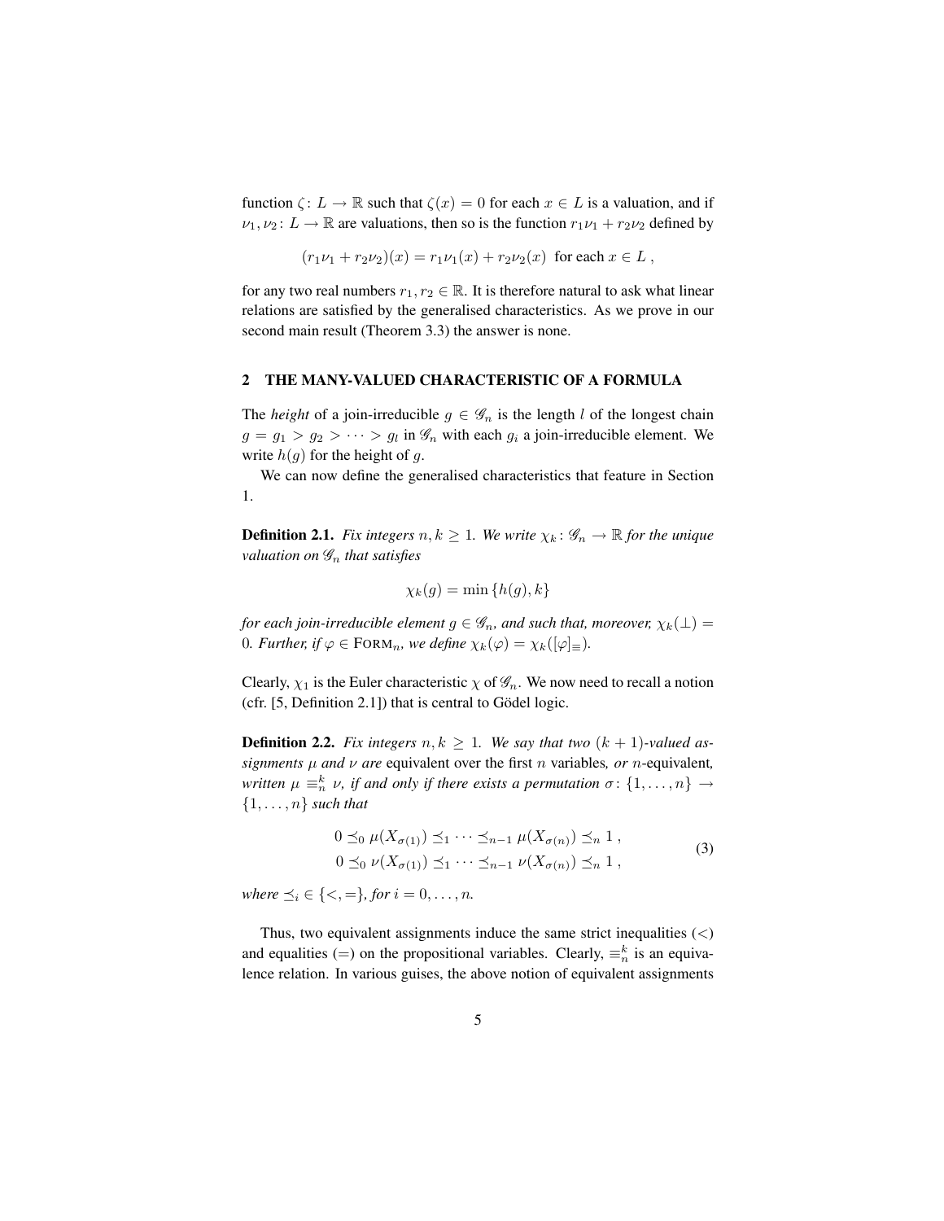function $\zeta\colon L \to \mathbb{R}$ such that $\zeta(x) = 0$ for each $x \in L$ is a valuation, and if $\nu_1, \nu_2\colon L \to \mathbb{R}$ are valuations, then so is the function $r_1\nu_1 + r_2\nu_2$ defined by

$$(r_1\nu_1 + r_2\nu_2)(x) = r_1\nu_1(x) + r_2\nu_2(x) \text{ for each } x \in L ,$$

for any two real numbers $r_1, r_2 \in \mathbb{R}$. It is therefore natural to ask what linear relations are satisfied by the generalised characteristics. As we prove in our second main result (Theorem 3.3) the answer is none.

## 2 THE MANY-VALUED CHARACTERISTIC OF A FORMULA

The *height* of a join-irreducible $g \in \mathscr{G}_n$ is the length $l$ of the longest chain $g = g_1 > g_2 > \cdots > g_l$ in $\mathscr{G}_n$ with each $g_i$ a join-irreducible element. We write $h(g)$ for the height of $g$.

We can now define the generalised characteristics that feature in Section 1.

**Definition 2.1.** *Fix integers $n, k \geq 1$. We write $\chi_k\colon \mathscr{G}_n \to \mathbb{R}$ for the unique valuation on $\mathscr{G}_n$ that satisfies*

$$\chi_k(g) = \min\{h(g), k\}$$

*for each join-irreducible element $g \in \mathscr{G}_n$, and such that, moreover, $\chi_k(\bot) = 0$. Further, if $\varphi \in \mathrm{FORM}_n$, we define $\chi_k(\varphi) = \chi_k([\varphi]_\equiv)$.*

Clearly, $\chi_1$ is the Euler characteristic $\chi$ of $\mathscr{G}_n$. We now need to recall a notion (cfr. [5, Definition 2.1]) that is central to Gödel logic.

**Definition 2.2.** *Fix integers $n, k \geq 1$. We say that two $(k+1)$-valued assignments $\mu$ and $\nu$ are* equivalent over the first $n$ variables*, or $n$-*equivalent*, written $\mu \equiv_n^k \nu$, if and only if there exists a permutation $\sigma\colon \{1, \ldots, n\} \to \{1, \ldots, n\}$ such that*

$$\begin{aligned}
&0 \preceq_0 \mu(X_{\sigma(1)}) \preceq_1 \cdots \preceq_{n-1} \mu(X_{\sigma(n)}) \preceq_n 1 , \\
&0 \preceq_0 \nu(X_{\sigma(1)}) \preceq_1 \cdots \preceq_{n-1} \nu(X_{\sigma(n)}) \preceq_n 1 ,
\end{aligned} \tag{3}$$

*where $\preceq_i \in \{<, =\}$, for $i = 0, \ldots, n$.*

Thus, two equivalent assignments induce the same strict inequalities ($<$) and equalities ($=$) on the propositional variables. Clearly, $\equiv_n^k$ is an equivalence relation. In various guises, the above notion of equivalent assignments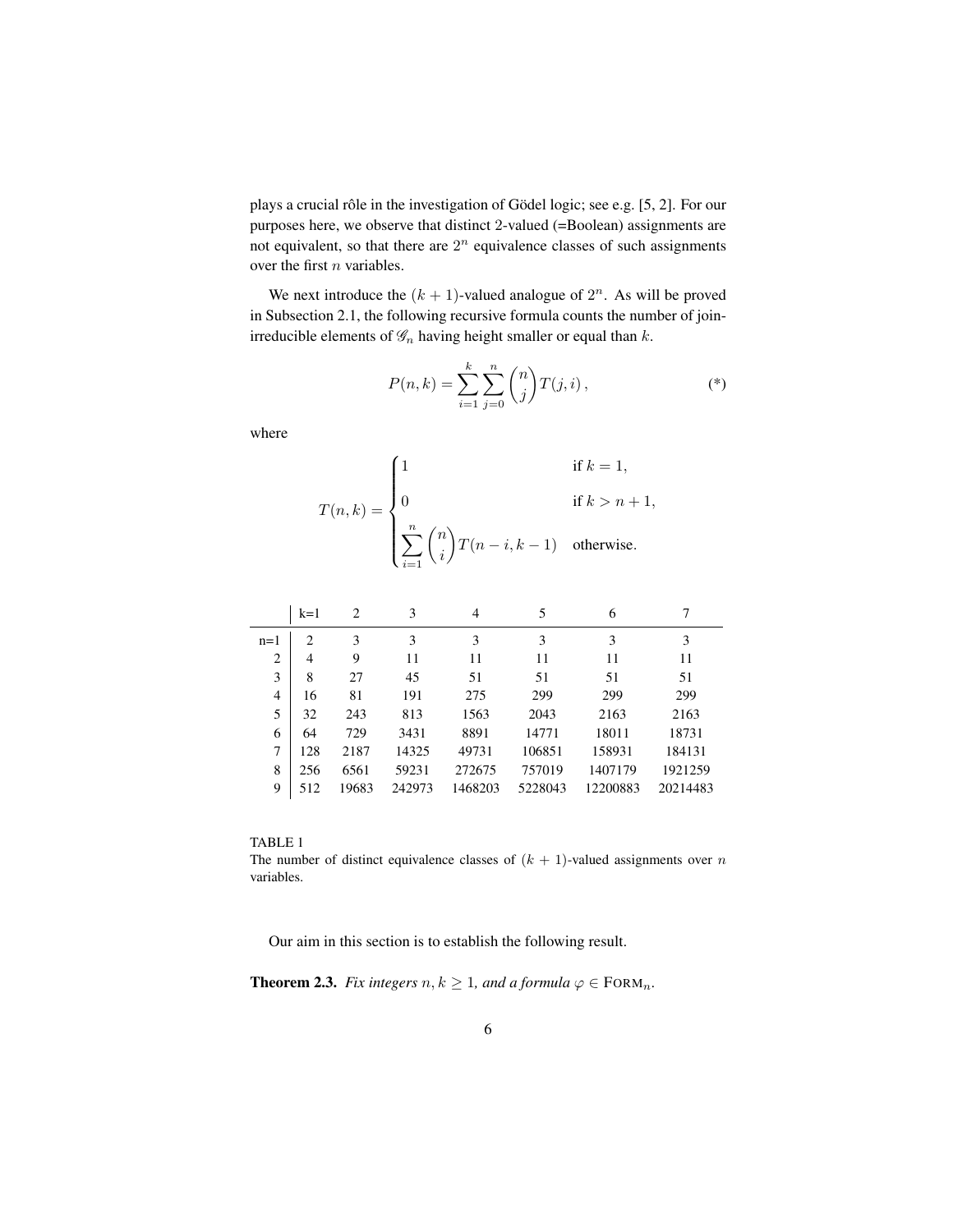plays a crucial rôle in the investigation of Gödel logic; see e.g. [5, 2]. For our purposes here, we observe that distinct 2-valued (=Boolean) assignments are not equivalent, so that there are $2^n$ equivalence classes of such assignments over the first $n$ variables.

We next introduce the $(k+1)$-valued analogue of $2^n$. As will be proved in Subsection 2.1, the following recursive formula counts the number of join-irreducible elements of $\mathscr{G}_n$ having height smaller or equal than $k$.

$$P(n,k) = \sum_{i=1}^{k} \sum_{j=0}^{n} \binom{n}{j} T(j,i)\,, \tag{*}$$

where

$$T(n,k) = \begin{cases} 1 & \text{if } k = 1, \\ 0 & \text{if } k > n+1, \\ \displaystyle\sum_{i=1}^{n} \binom{n}{i} T(n-i, k-1) & \text{otherwise.} \end{cases}$$

| | k=1 | 2 | 3 | 4 | 5 | 6 | 7 |
|---|---|---|---|---|---|---|---|
| n=1 | 2 | 3 | 3 | 3 | 3 | 3 | 3 |
| 2 | 4 | 9 | 11 | 11 | 11 | 11 | 11 |
| 3 | 8 | 27 | 45 | 51 | 51 | 51 | 51 |
| 4 | 16 | 81 | 191 | 275 | 299 | 299 | 299 |
| 5 | 32 | 243 | 813 | 1563 | 2043 | 2163 | 2163 |
| 6 | 64 | 729 | 3431 | 8891 | 14771 | 18011 | 18731 |
| 7 | 128 | 2187 | 14325 | 49731 | 106851 | 158931 | 184131 |
| 8 | 256 | 6561 | 59231 | 272675 | 757019 | 1407179 | 1921259 |
| 9 | 512 | 19683 | 242973 | 1468203 | 5228043 | 12200883 | 20214483 |

TABLE 1
The number of distinct equivalence classes of $(k+1)$-valued assignments over $n$ variables.

Our aim in this section is to establish the following result.

**Theorem 2.3.** *Fix integers $n, k \geq 1$, and a formula $\varphi \in \mathrm{FORM}_n$.*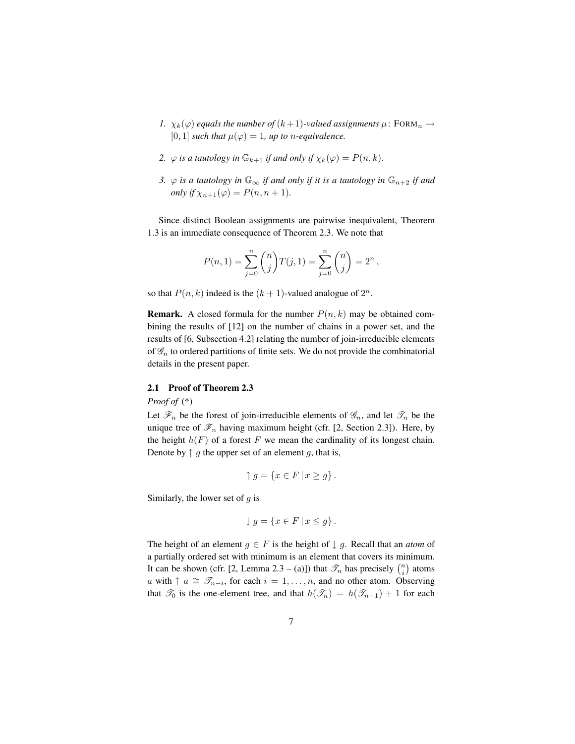1. *$\chi_k(\varphi)$ equals the number of $(k+1)$-valued assignments $\mu\colon \text{FORM}_n \to [0,1]$ such that $\mu(\varphi) = 1$, up to $n$-equivalence.*

2. *$\varphi$ is a tautology in $\mathbb{G}_{k+1}$ if and only if $\chi_k(\varphi) = P(n,k)$.*

3. *$\varphi$ is a tautology in $\mathbb{G}_\infty$ if and only if it is a tautology in $\mathbb{G}_{n+2}$ if and only if $\chi_{n+1}(\varphi) = P(n, n+1)$.*

Since distinct Boolean assignments are pairwise inequivalent, Theorem 1.3 is an immediate consequence of Theorem 2.3. We note that

$$P(n,1) = \sum_{j=0}^{n} \binom{n}{j} T(j,1) = \sum_{j=0}^{n} \binom{n}{j} = 2^n \,,$$

so that $P(n,k)$ indeed is the $(k+1)$-valued analogue of $2^n$.

**Remark.** A closed formula for the number $P(n,k)$ may be obtained combining the results of [12] on the number of chains in a power set, and the results of [6, Subsection 4.2] relating the number of join-irreducible elements of $\mathscr{G}_n$ to ordered partitions of finite sets. We do not provide the combinatorial details in the present paper.

### 2.1 Proof of Theorem 2.3

*Proof of* (*)

Let $\mathscr{F}_n$ be the forest of join-irreducible elements of $\mathscr{G}_n$, and let $\mathscr{T}_n$ be the unique tree of $\mathscr{F}_n$ having maximum height (cfr. [2, Section 2.3]). Here, by the height $h(F)$ of a forest $F$ we mean the cardinality of its longest chain. Denote by $\uparrow g$ the upper set of an element $g$, that is,

$$\uparrow g = \{x \in F \mid x \geq g\} \,.$$

Similarly, the lower set of $g$ is

$$\downarrow g = \{x \in F \mid x \leq g\} \,.$$

The height of an element $g \in F$ is the height of $\downarrow g$. Recall that an *atom* of a partially ordered set with minimum is an element that covers its minimum. It can be shown (cfr. [2, Lemma 2.3 – (a)]) that $\mathscr{T}_n$ has precisely $\binom{n}{i}$ atoms $a$ with $\uparrow a \cong \mathscr{T}_{n-i}$, for each $i = 1, \ldots, n$, and no other atom. Observing that $\mathscr{T}_0$ is the one-element tree, and that $h(\mathscr{T}_n) = h(\mathscr{T}_{n-1}) + 1$ for each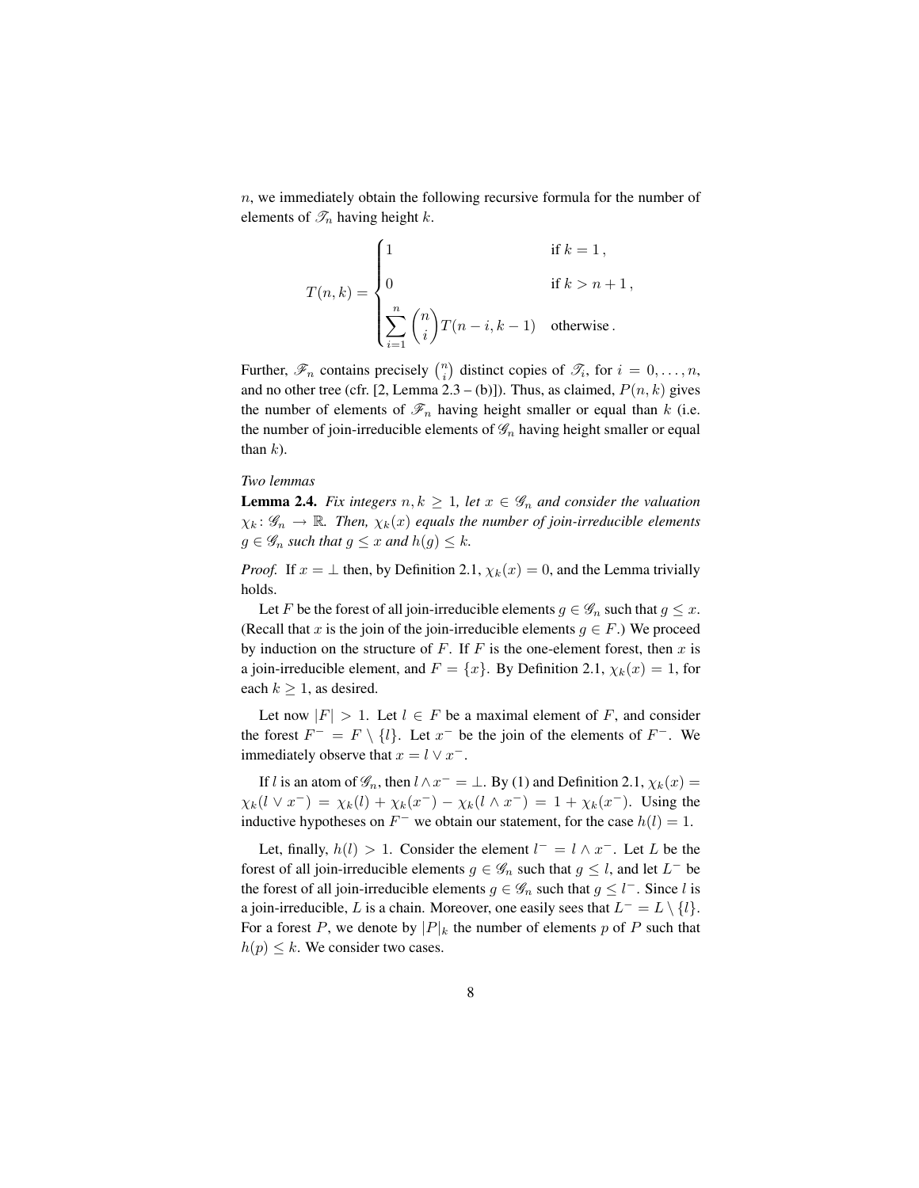$n$, we immediately obtain the following recursive formula for the number of elements of $\mathscr{T}_n$ having height $k$.

$$T(n,k) = \begin{cases} 1 & \text{if } k = 1\,, \\ 0 & \text{if } k > n+1\,, \\ \displaystyle\sum_{i=1}^{n} \binom{n}{i} T(n-i, k-1) & \text{otherwise}\,. \end{cases}$$

Further, $\mathscr{F}_n$ contains precisely $\binom{n}{i}$ distinct copies of $\mathscr{T}_i$, for $i = 0, \ldots, n$, and no other tree (cfr. [2, Lemma 2.3 – (b)]). Thus, as claimed, $P(n,k)$ gives the number of elements of $\mathscr{F}_n$ having height smaller or equal than $k$ (i.e. the number of join-irreducible elements of $\mathscr{G}_n$ having height smaller or equal than $k$).

*Two lemmas*

**Lemma 2.4.** *Fix integers $n, k \geq 1$, let $x \in \mathscr{G}_n$ and consider the valuation $\chi_k \colon \mathscr{G}_n \to \mathbb{R}$. Then, $\chi_k(x)$ equals the number of join-irreducible elements $g \in \mathscr{G}_n$ such that $g \leq x$ and $h(g) \leq k$.*

*Proof.* If $x = \bot$ then, by Definition 2.1, $\chi_k(x) = 0$, and the Lemma trivially holds.

Let $F$ be the forest of all join-irreducible elements $g \in \mathscr{G}_n$ such that $g \leq x$. (Recall that $x$ is the join of the join-irreducible elements $g \in F$.) We proceed by induction on the structure of $F$. If $F$ is the one-element forest, then $x$ is a join-irreducible element, and $F = \{x\}$. By Definition 2.1, $\chi_k(x) = 1$, for each $k \geq 1$, as desired.

Let now $|F| > 1$. Let $l \in F$ be a maximal element of $F$, and consider the forest $F^- = F \setminus \{l\}$. Let $x^-$ be the join of the elements of $F^-$. We immediately observe that $x = l \vee x^-$.

If $l$ is an atom of $\mathscr{G}_n$, then $l \wedge x^- = \bot$. By (1) and Definition 2.1, $\chi_k(x) = \chi_k(l \vee x^-) = \chi_k(l) + \chi_k(x^-) - \chi_k(l \wedge x^-) = 1 + \chi_k(x^-)$. Using the inductive hypotheses on $F^-$ we obtain our statement, for the case $h(l) = 1$.

Let, finally, $h(l) > 1$. Consider the element $l^- = l \wedge x^-$. Let $L$ be the forest of all join-irreducible elements $g \in \mathscr{G}_n$ such that $g \leq l$, and let $L^-$ be the forest of all join-irreducible elements $g \in \mathscr{G}_n$ such that $g \leq l^-$. Since $l$ is a join-irreducible, $L$ is a chain. Moreover, one easily sees that $L^- = L \setminus \{l\}$. For a forest $P$, we denote by $|P|_k$ the number of elements $p$ of $P$ such that $h(p) \leq k$. We consider two cases.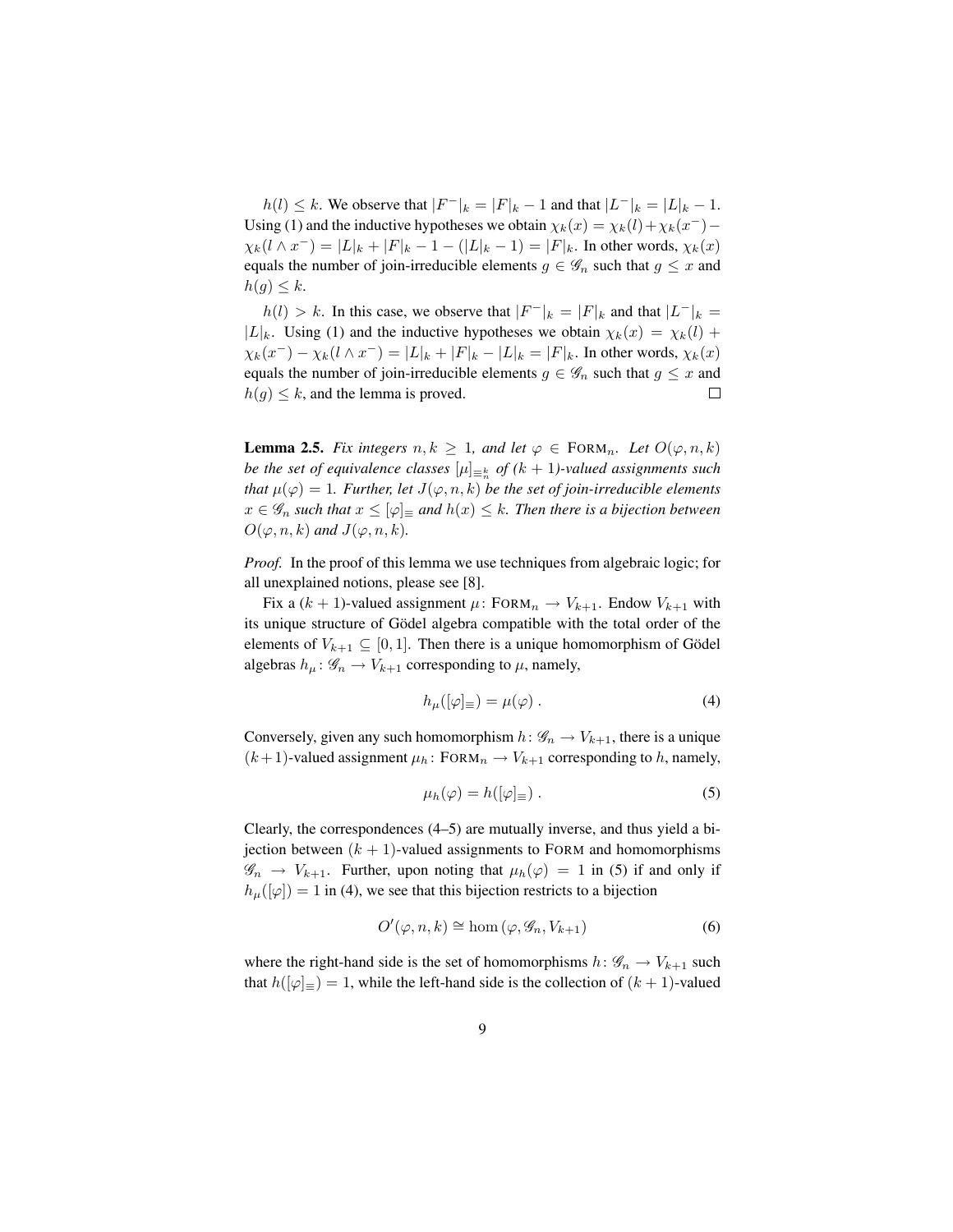$h(l) \leq k$. We observe that $|F^-|_k = |F|_k - 1$ and that $|L^-|_k = |L|_k - 1$. Using (1) and the inductive hypotheses we obtain $\chi_k(x) = \chi_k(l) + \chi_k(x^-) - \chi_k(l \wedge x^-) = |L|_k + |F|_k - 1 - (|L|_k - 1) = |F|_k$. In other words, $\chi_k(x)$ equals the number of join-irreducible elements $g \in \mathscr{G}_n$ such that $g \leq x$ and $h(g) \leq k$.

$h(l) > k$. In this case, we observe that $|F^-|_k = |F|_k$ and that $|L^-|_k = |L|_k$. Using (1) and the inductive hypotheses we obtain $\chi_k(x) = \chi_k(l) + \chi_k(x^-) - \chi_k(l \wedge x^-) = |L|_k + |F|_k - |L|_k = |F|_k$. In other words, $\chi_k(x)$ equals the number of join-irreducible elements $g \in \mathscr{G}_n$ such that $g \leq x$ and $h(g) \leq k$, and the lemma is proved. $\square$

**Lemma 2.5.** *Fix integers $n, k \geq 1$, and let $\varphi \in \text{FORM}_n$. Let $O(\varphi, n, k)$ be the set of equivalence classes $[\mu]_{\equiv_n^k}$ of $(k+1)$-valued assignments such that $\mu(\varphi) = 1$. Further, let $J(\varphi, n, k)$ be the set of join-irreducible elements $x \in \mathscr{G}_n$ such that $x \leq [\varphi]_\equiv$ and $h(x) \leq k$. Then there is a bijection between $O(\varphi, n, k)$ and $J(\varphi, n, k)$.*

*Proof.* In the proof of this lemma we use techniques from algebraic logic; for all unexplained notions, please see [8].

Fix a $(k+1)$-valued assignment $\mu \colon \text{FORM}_n \to V_{k+1}$. Endow $V_{k+1}$ with its unique structure of Gödel algebra compatible with the total order of the elements of $V_{k+1} \subseteq [0, 1]$. Then there is a unique homomorphism of Gödel algebras $h_\mu \colon \mathscr{G}_n \to V_{k+1}$ corresponding to $\mu$, namely,

$$h_\mu([\varphi]_\equiv) = \mu(\varphi) \; . \tag{4}$$

Conversely, given any such homomorphism $h \colon \mathscr{G}_n \to V_{k+1}$, there is a unique $(k+1)$-valued assignment $\mu_h \colon \text{FORM}_n \to V_{k+1}$ corresponding to $h$, namely,

$$\mu_h(\varphi) = h([\varphi]_\equiv) \; . \tag{5}$$

Clearly, the correspondences (4–5) are mutually inverse, and thus yield a bijection between $(k+1)$-valued assignments to FORM and homomorphisms $\mathscr{G}_n \to V_{k+1}$. Further, upon noting that $\mu_h(\varphi) = 1$ in (5) if and only if $h_\mu([\varphi]) = 1$ in (4), we see that this bijection restricts to a bijection

$$O'(\varphi, n, k) \cong \hom(\varphi, \mathscr{G}_n, V_{k+1}) \tag{6}$$

where the right-hand side is the set of homomorphisms $h \colon \mathscr{G}_n \to V_{k+1}$ such that $h([\varphi]_\equiv) = 1$, while the left-hand side is the collection of $(k+1)$-valued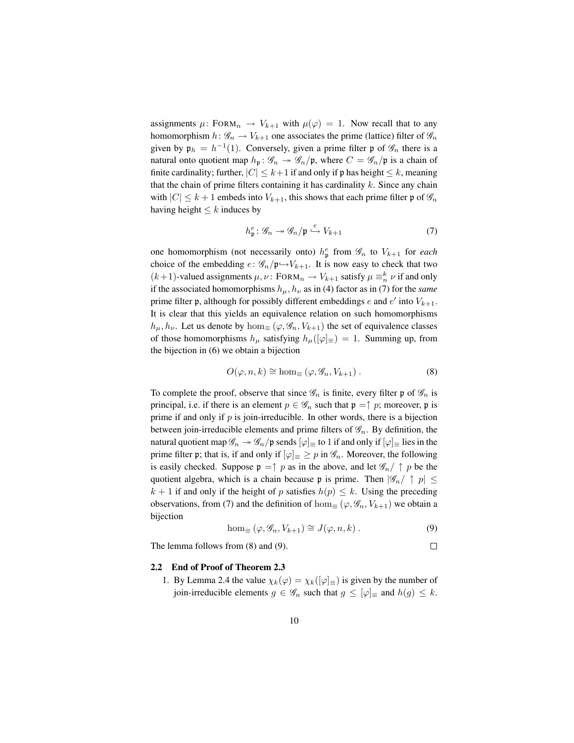assignments $\mu\colon \textsc{Form}_n \to V_{k+1}$ with $\mu(\varphi) = 1$. Now recall that to any homomorphism $h\colon \mathscr{G}_n \to V_{k+1}$ one associates the prime (lattice) filter of $\mathscr{G}_n$ given by $\mathfrak{p}_h = h^{-1}(1)$. Conversely, given a prime filter $\mathfrak{p}$ of $\mathscr{G}_n$ there is a natural onto quotient map $h_{\mathfrak{p}}\colon \mathscr{G}_n \twoheadrightarrow \mathscr{G}_n/\mathfrak{p}$, where $C = \mathscr{G}_n/\mathfrak{p}$ is a chain of finite cardinality; further, $|C| \leq k+1$ if and only if $\mathfrak{p}$ has height $\leq k$, meaning that the chain of prime filters containing it has cardinality $k$. Since any chain with $|C| \leq k+1$ embeds into $V_{k+1}$, this shows that each prime filter $\mathfrak{p}$ of $\mathscr{G}_n$ having height $\leq k$ induces by

$$h^e_{\mathfrak{p}}\colon \mathscr{G}_n \twoheadrightarrow \mathscr{G}_n/\mathfrak{p} \overset{e}{\hookrightarrow} V_{k+1} \tag{7}$$

one homomorphism (not necessarily onto) $h^e_{\mathfrak{p}}$ from $\mathscr{G}_n$ to $V_{k+1}$ for *each* choice of the embedding $e\colon \mathscr{G}_n/\mathfrak{p} \hookrightarrow V_{k+1}$. It is now easy to check that two $(k+1)$-valued assignments $\mu, \nu\colon \textsc{Form}_n \to V_{k+1}$ satisfy $\mu \equiv^k_n \nu$ if and only if the associated homomorphisms $h_\mu, h_\nu$ as in (4) factor as in (7) for the *same* prime filter $\mathfrak{p}$, although for possibly different embeddings $e$ and $e'$ into $V_{k+1}$. It is clear that this yields an equivalence relation on such homomorphisms $h_\mu, h_\nu$. Let us denote by $\hom_\equiv(\varphi, \mathscr{G}_n, V_{k+1})$ the set of equivalence classes of those homomorphisms $h_\mu$ satisfying $h_\mu([\varphi]_\equiv) = 1$. Summing up, from the bijection in (6) we obtain a bijection

$$O(\varphi, n, k) \cong \hom_\equiv(\varphi, \mathscr{G}_n, V_{k+1}) \,. \tag{8}$$

To complete the proof, observe that since $\mathscr{G}_n$ is finite, every filter $\mathfrak{p}$ of $\mathscr{G}_n$ is principal, i.e. if there is an element $p \in \mathscr{G}_n$ such that $\mathfrak{p} = \uparrow p$; moreover, $\mathfrak{p}$ is prime if and only if $p$ is join-irreducible. In other words, there is a bijection between join-irreducible elements and prime filters of $\mathscr{G}_n$. By definition, the natural quotient map $\mathscr{G}_n \twoheadrightarrow \mathscr{G}_n/\mathfrak{p}$ sends $[\varphi]_\equiv$ to 1 if and only if $[\varphi]_\equiv$ lies in the prime filter $\mathfrak{p}$; that is, if and only if $[\varphi]_\equiv \geq p$ in $\mathscr{G}_n$. Moreover, the following is easily checked. Suppose $\mathfrak{p} = \uparrow p$ as in the above, and let $\mathscr{G}_n/\uparrow p$ be the quotient algebra, which is a chain because $\mathfrak{p}$ is prime. Then $|\mathscr{G}_n/\uparrow p| \leq k+1$ if and only if the height of $p$ satisfies $h(p) \leq k$. Using the preceding observations, from (7) and the definition of $\hom_\equiv(\varphi, \mathscr{G}_n, V_{k+1})$ we obtain a bijection

$$\hom_\equiv(\varphi, \mathscr{G}_n, V_{k+1}) \cong J(\varphi, n, k) \,. \tag{9}$$

The lemma follows from (8) and (9). $\square$

### 2.2 End of Proof of Theorem 2.3

1. By Lemma 2.4 the value $\chi_k(\varphi) = \chi_k([\varphi]_\equiv)$ is given by the number of join-irreducible elements $g \in \mathscr{G}_n$ such that $g \leq [\varphi]_\equiv$ and $h(g) \leq k$.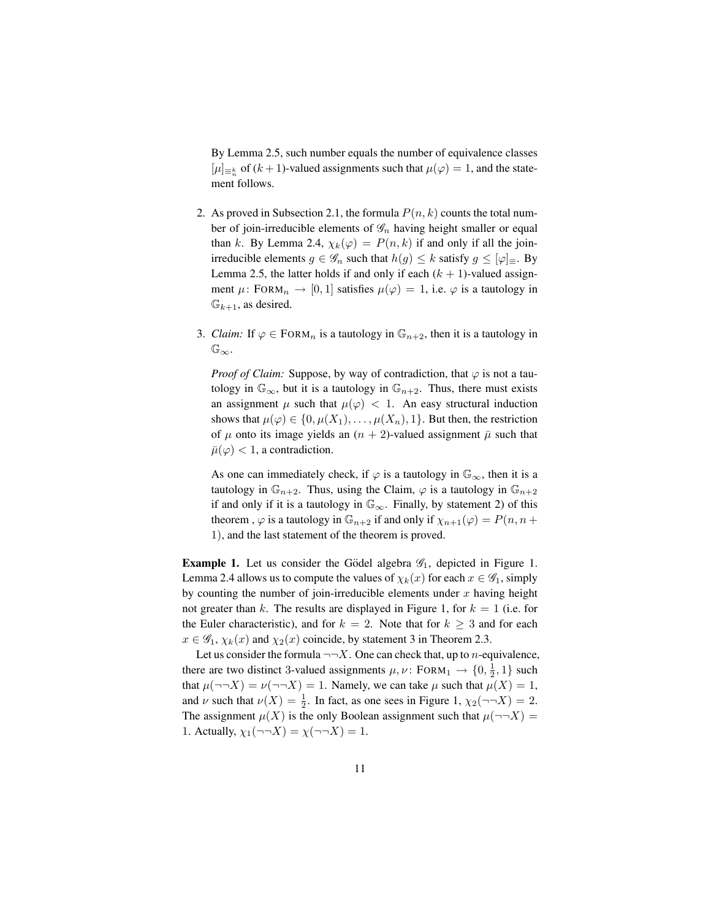By Lemma 2.5, such number equals the number of equivalence classes $[\mu]_{\equiv_n^k}$ of $(k+1)$-valued assignments such that $\mu(\varphi) = 1$, and the statement follows.

2. As proved in Subsection 2.1, the formula $P(n,k)$ counts the total number of join-irreducible elements of $\mathscr{G}_n$ having height smaller or equal than $k$. By Lemma 2.4, $\chi_k(\varphi) = P(n,k)$ if and only if all the join-irreducible elements $g \in \mathscr{G}_n$ such that $h(g) \leq k$ satisfy $g \leq [\varphi]_{\equiv}$. By Lemma 2.5, the latter holds if and only if each $(k+1)$-valued assignment $\mu\colon \text{FORM}_n \to [0,1]$ satisfies $\mu(\varphi) = 1$, i.e. $\varphi$ is a tautology in $\mathbb{G}_{k+1}$, as desired.

3. *Claim:* If $\varphi \in \text{FORM}_n$ is a tautology in $\mathbb{G}_{n+2}$, then it is a tautology in $\mathbb{G}_\infty$.

   *Proof of Claim:* Suppose, by way of contradiction, that $\varphi$ is not a tautology in $\mathbb{G}_\infty$, but it is a tautology in $\mathbb{G}_{n+2}$. Thus, there must exists an assignment $\mu$ such that $\mu(\varphi) < 1$. An easy structural induction shows that $\mu(\varphi) \in \{0, \mu(X_1), \ldots, \mu(X_n), 1\}$. But then, the restriction of $\mu$ onto its image yields an $(n+2)$-valued assignment $\bar{\mu}$ such that $\bar{\mu}(\varphi) < 1$, a contradiction.

   As one can immediately check, if $\varphi$ is a tautology in $\mathbb{G}_\infty$, then it is a tautology in $\mathbb{G}_{n+2}$. Thus, using the Claim, $\varphi$ is a tautology in $\mathbb{G}_{n+2}$ if and only if it is a tautology in $\mathbb{G}_\infty$. Finally, by statement 2) of this theorem , $\varphi$ is a tautology in $\mathbb{G}_{n+2}$ if and only if $\chi_{n+1}(\varphi) = P(n, n+1)$, and the last statement of the theorem is proved.

**Example 1.** Let us consider the Gödel algebra $\mathscr{G}_1$, depicted in Figure 1. Lemma 2.4 allows us to compute the values of $\chi_k(x)$ for each $x \in \mathscr{G}_1$, simply by counting the number of join-irreducible elements under $x$ having height not greater than $k$. The results are displayed in Figure 1, for $k = 1$ (i.e. for the Euler characteristic), and for $k = 2$. Note that for $k \geq 3$ and for each $x \in \mathscr{G}_1$, $\chi_k(x)$ and $\chi_2(x)$ coincide, by statement 3 in Theorem 2.3.

Let us consider the formula $\neg\neg X$. One can check that, up to $n$-equivalence, there are two distinct 3-valued assignments $\mu, \nu\colon \text{FORM}_1 \to \{0, \frac{1}{2}, 1\}$ such that $\mu(\neg\neg X) = \nu(\neg\neg X) = 1$. Namely, we can take $\mu$ such that $\mu(X) = 1$, and $\nu$ such that $\nu(X) = \frac{1}{2}$. In fact, as one sees in Figure 1, $\chi_2(\neg\neg X) = 2$. The assignment $\mu(X)$ is the only Boolean assignment such that $\mu(\neg\neg X) = 1$. Actually, $\chi_1(\neg\neg X) = \chi(\neg\neg X) = 1$.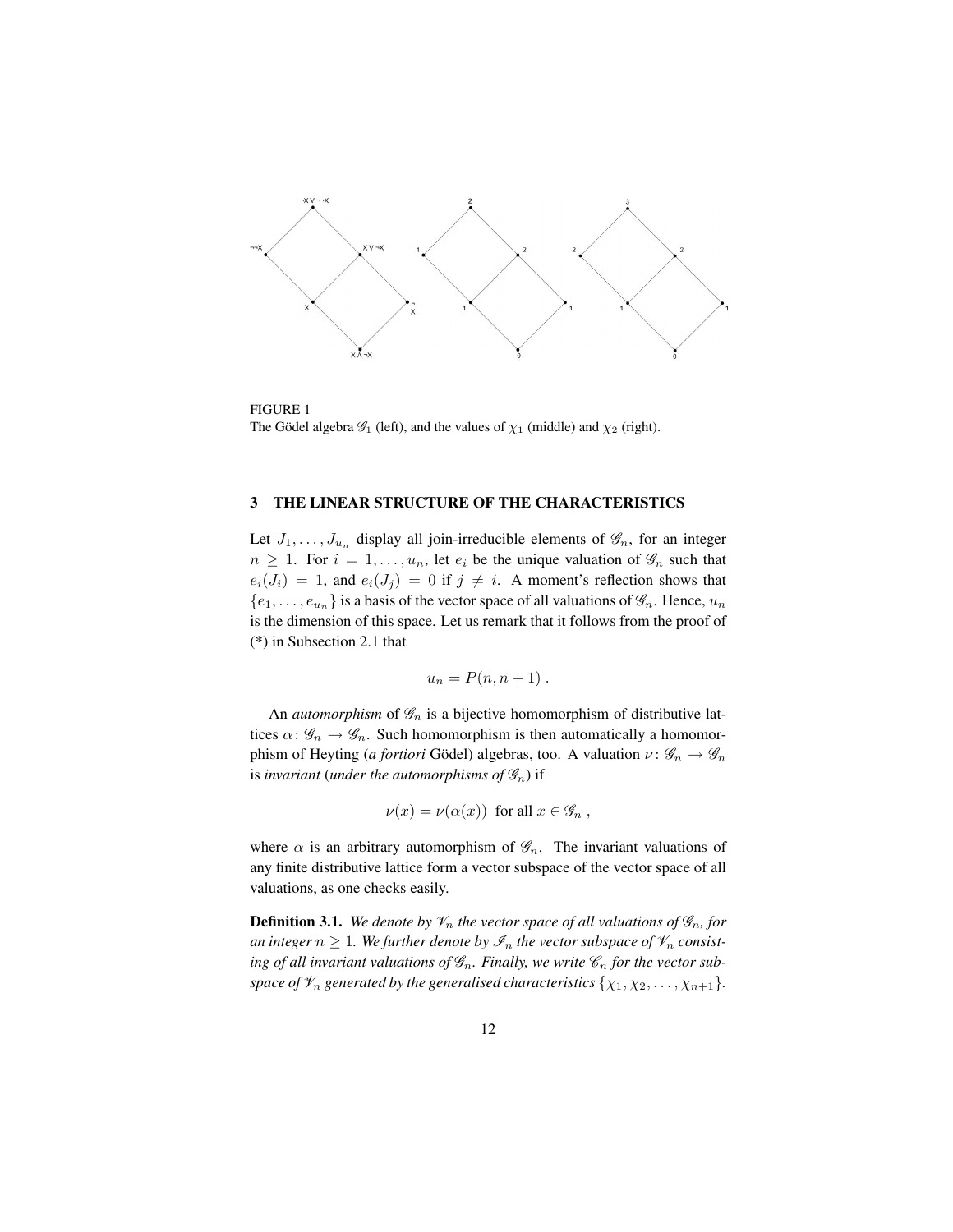FIGURE 1
The Gödel algebra $\mathscr{G}_1$ (left), and the values of $\chi_1$ (middle) and $\chi_2$ (right).

## 3 THE LINEAR STRUCTURE OF THE CHARACTERISTICS

Let $J_1, \ldots, J_{u_n}$ display all join-irreducible elements of $\mathscr{G}_n$, for an integer $n \geq 1$. For $i = 1, \ldots, u_n$, let $e_i$ be the unique valuation of $\mathscr{G}_n$ such that $e_i(J_i) = 1$, and $e_i(J_j) = 0$ if $j \neq i$. A moment's reflection shows that $\{e_1, \ldots, e_{u_n}\}$ is a basis of the vector space of all valuations of $\mathscr{G}_n$. Hence, $u_n$ is the dimension of this space. Let us remark that it follows from the proof of (*) in Subsection 2.1 that

$$u_n = P(n, n+1) .$$

An *automorphism* of $\mathscr{G}_n$ is a bijective homomorphism of distributive lattices $\alpha \colon \mathscr{G}_n \to \mathscr{G}_n$. Such homomorphism is then automatically a homomorphism of Heyting (*a fortiori* Gödel) algebras, too. A valuation $\nu \colon \mathscr{G}_n \to \mathscr{G}_n$ is *invariant* (*under the automorphisms of* $\mathscr{G}_n$) if

$$\nu(x) = \nu(\alpha(x)) \text{ for all } x \in \mathscr{G}_n ,$$

where $\alpha$ is an arbitrary automorphism of $\mathscr{G}_n$. The invariant valuations of any finite distributive lattice form a vector subspace of the vector space of all valuations, as one checks easily.

**Definition 3.1.** *We denote by $\mathscr{V}_n$ the vector space of all valuations of $\mathscr{G}_n$, for an integer $n \geq 1$. We further denote by $\mathscr{I}_n$ the vector subspace of $\mathscr{V}_n$ consisting of all invariant valuations of $\mathscr{G}_n$. Finally, we write $\mathscr{C}_n$ for the vector subspace of $\mathscr{V}_n$ generated by the generalised characteristics $\{\chi_1, \chi_2, \ldots, \chi_{n+1}\}$.*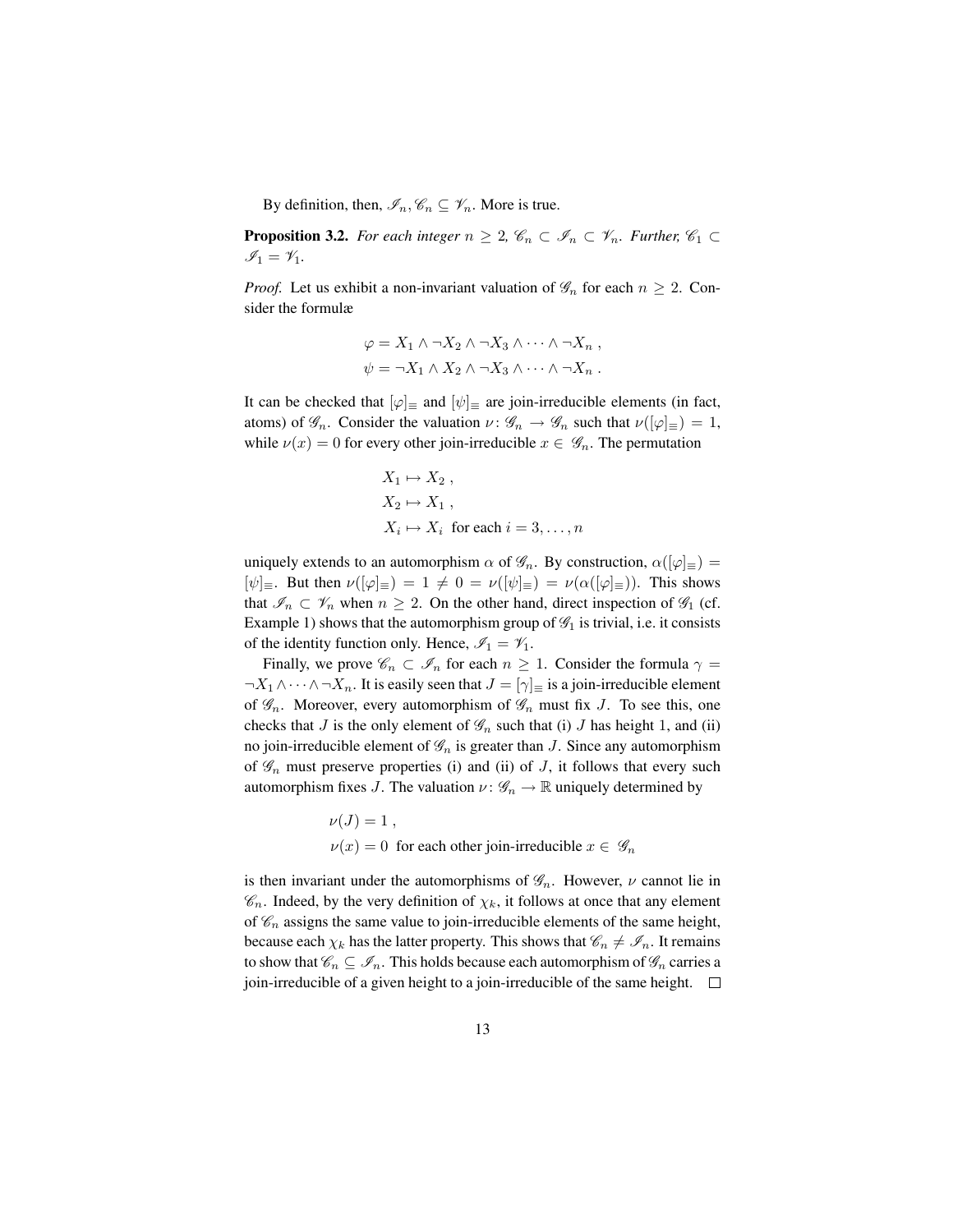By definition, then, $\mathscr{I}_n, \mathscr{C}_n \subseteq \mathscr{V}_n$. More is true.

**Proposition 3.2.** *For each integer $n \geq 2$, $\mathscr{C}_n \subset \mathscr{I}_n \subset \mathscr{V}_n$. Further, $\mathscr{C}_1 \subset \mathscr{I}_1 = \mathscr{V}_1$.*

*Proof.* Let us exhibit a non-invariant valuation of $\mathscr{G}_n$ for each $n \geq 2$. Consider the formulæ

$$\varphi = X_1 \wedge \neg X_2 \wedge \neg X_3 \wedge \cdots \wedge \neg X_n \ ,$$
$$\psi = \neg X_1 \wedge X_2 \wedge \neg X_3 \wedge \cdots \wedge \neg X_n \ .$$

It can be checked that $[\varphi]_\equiv$ and $[\psi]_\equiv$ are join-irreducible elements (in fact, atoms) of $\mathscr{G}_n$. Consider the valuation $\nu \colon \mathscr{G}_n \to \mathscr{G}_n$ such that $\nu([\varphi]_\equiv) = 1$, while $\nu(x) = 0$ for every other join-irreducible $x \in \mathscr{G}_n$. The permutation

$$X_1 \mapsto X_2 \ ,$$
$$X_2 \mapsto X_1 \ ,$$
$$X_i \mapsto X_i \ \text{ for each } i = 3, \ldots, n$$

uniquely extends to an automorphism $\alpha$ of $\mathscr{G}_n$. By construction, $\alpha([\varphi]_\equiv) = [\psi]_\equiv$. But then $\nu([\varphi]_\equiv) = 1 \neq 0 = \nu([\psi]_\equiv) = \nu(\alpha([\varphi]_\equiv))$. This shows that $\mathscr{I}_n \subset \mathscr{V}_n$ when $n \geq 2$. On the other hand, direct inspection of $\mathscr{G}_1$ (cf. Example 1) shows that the automorphism group of $\mathscr{G}_1$ is trivial, i.e. it consists of the identity function only. Hence, $\mathscr{I}_1 = \mathscr{V}_1$.

Finally, we prove $\mathscr{C}_n \subset \mathscr{I}_n$ for each $n \geq 1$. Consider the formula $\gamma = \neg X_1 \wedge \cdots \wedge \neg X_n$. It is easily seen that $J = [\gamma]_\equiv$ is a join-irreducible element of $\mathscr{G}_n$. Moreover, every automorphism of $\mathscr{G}_n$ must fix $J$. To see this, one checks that $J$ is the only element of $\mathscr{G}_n$ such that (i) $J$ has height 1, and (ii) no join-irreducible element of $\mathscr{G}_n$ is greater than $J$. Since any automorphism of $\mathscr{G}_n$ must preserve properties (i) and (ii) of $J$, it follows that every such automorphism fixes $J$. The valuation $\nu \colon \mathscr{G}_n \to \mathbb{R}$ uniquely determined by

$$\nu(J) = 1 \ ,$$
$$\nu(x) = 0 \ \text{ for each other join-irreducible } x \in \mathscr{G}_n$$

is then invariant under the automorphisms of $\mathscr{G}_n$. However, $\nu$ cannot lie in $\mathscr{C}_n$. Indeed, by the very definition of $\chi_k$, it follows at once that any element of $\mathscr{C}_n$ assigns the same value to join-irreducible elements of the same height, because each $\chi_k$ has the latter property. This shows that $\mathscr{C}_n \neq \mathscr{I}_n$. It remains to show that $\mathscr{C}_n \subseteq \mathscr{I}_n$. This holds because each automorphism of $\mathscr{G}_n$ carries a join-irreducible of a given height to a join-irreducible of the same height. $\square$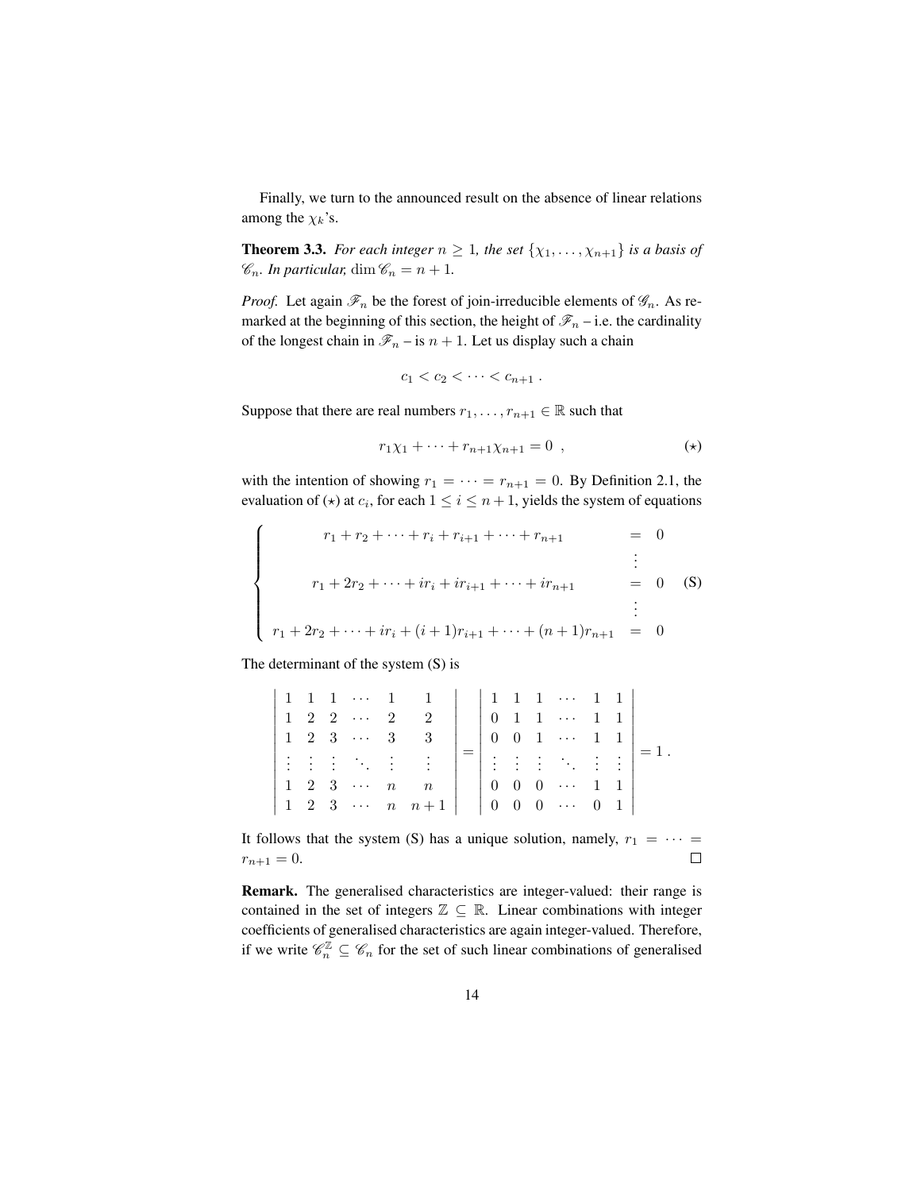Finally, we turn to the announced result on the absence of linear relations among the $\chi_k$'s.

**Theorem 3.3.** *For each integer $n \geq 1$, the set $\{\chi_1, \ldots, \chi_{n+1}\}$ is a basis of $\mathscr{C}_n$. In particular, $\dim \mathscr{C}_n = n+1$.*

*Proof.* Let again $\mathscr{F}_n$ be the forest of join-irreducible elements of $\mathscr{G}_n$. As remarked at the beginning of this section, the height of $\mathscr{F}_n$ – i.e. the cardinality of the longest chain in $\mathscr{F}_n$ – is $n+1$. Let us display such a chain

$$c_1 < c_2 < \cdots < c_{n+1} \; .$$

Suppose that there are real numbers $r_1, \ldots, r_{n+1} \in \mathbb{R}$ such that

$$r_1\chi_1 + \cdots + r_{n+1}\chi_{n+1} = 0 \;, \tag{$\star$}$$

with the intention of showing $r_1 = \cdots = r_{n+1} = 0$. By Definition 2.1, the evaluation of ($\star$) at $c_i$, for each $1 \leq i \leq n+1$, yields the system of equations

$$\left\{ \begin{array}{rcl} r_1 + r_2 + \cdots + r_i + r_{i+1} + \cdots + r_{n+1} & = & 0 \\ & \vdots & \\ r_1 + 2r_2 + \cdots + ir_i + ir_{i+1} + \cdots + ir_{n+1} & = & 0 \\ & \vdots & \\ r_1 + 2r_2 + \cdots + ir_i + (i+1)r_{i+1} + \cdots + (n+1)r_{n+1} & = & 0 \end{array} \right. \tag{S}$$

The determinant of the system (S) is

$$\begin{vmatrix} 1 & 1 & 1 & \cdots & 1 & 1 \\ 1 & 2 & 2 & \cdots & 2 & 2 \\ 1 & 2 & 3 & \cdots & 3 & 3 \\ \vdots & \vdots & \vdots & \ddots & \vdots & \vdots \\ 1 & 2 & 3 & \cdots & n & n \\ 1 & 2 & 3 & \cdots & n & n+1 \end{vmatrix} = \begin{vmatrix} 1 & 1 & 1 & \cdots & 1 & 1 \\ 0 & 1 & 1 & \cdots & 1 & 1 \\ 0 & 0 & 1 & \cdots & 1 & 1 \\ \vdots & \vdots & \vdots & \ddots & \vdots & \vdots \\ 0 & 0 & 0 & \cdots & 1 & 1 \\ 0 & 0 & 0 & \cdots & 0 & 1 \end{vmatrix} = 1 \; .$$

It follows that the system (S) has a unique solution, namely, $r_1 = \cdots = r_{n+1} = 0$. $\square$

**Remark.** The generalised characteristics are integer-valued: their range is contained in the set of integers $\mathbb{Z} \subseteq \mathbb{R}$. Linear combinations with integer coefficients of generalised characteristics are again integer-valued. Therefore, if we write $\mathscr{C}_n^{\mathbb{Z}} \subseteq \mathscr{C}_n$ for the set of such linear combinations of generalised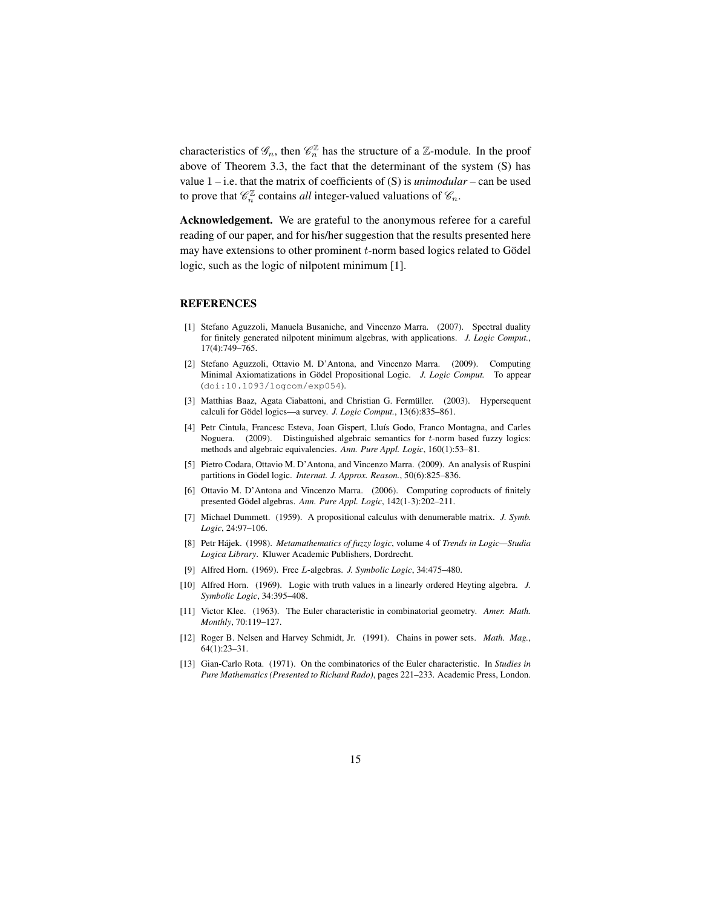characteristics of $\mathscr{G}_n$, then $\mathscr{C}_n^{\mathbb{Z}}$ has the structure of a $\mathbb{Z}$-module. In the proof above of Theorem 3.3, the fact that the determinant of the system (S) has value 1 – i.e. that the matrix of coefficients of (S) is *unimodular* – can be used to prove that $\mathscr{C}_n^{\mathbb{Z}}$ contains *all* integer-valued valuations of $\mathscr{C}_n$.

**Acknowledgement.** We are grateful to the anonymous referee for a careful reading of our paper, and for his/her suggestion that the results presented here may have extensions to other prominent $t$-norm based logics related to Gödel logic, such as the logic of nilpotent minimum [1].

## REFERENCES

[1] Stefano Aguzzoli, Manuela Busaniche, and Vincenzo Marra. (2007). Spectral duality for finitely generated nilpotent minimum algebras, with applications. *J. Logic Comput.*, 17(4):749–765.

[2] Stefano Aguzzoli, Ottavio M. D'Antona, and Vincenzo Marra. (2009). Computing Minimal Axiomatizations in Gödel Propositional Logic. *J. Logic Comput.* To appear (`doi:10.1093/logcom/exp054`).

[3] Matthias Baaz, Agata Ciabattoni, and Christian G. Fermüller. (2003). Hypersequent calculi for Gödel logics—a survey. *J. Logic Comput.*, 13(6):835–861.

[4] Petr Cintula, Francesc Esteva, Joan Gispert, Lluís Godo, Franco Montagna, and Carles Noguera. (2009). Distinguished algebraic semantics for $t$-norm based fuzzy logics: methods and algebraic equivalencies. *Ann. Pure Appl. Logic*, 160(1):53–81.

[5] Pietro Codara, Ottavio M. D'Antona, and Vincenzo Marra. (2009). An analysis of Ruspini partitions in Gödel logic. *Internat. J. Approx. Reason.*, 50(6):825–836.

[6] Ottavio M. D'Antona and Vincenzo Marra. (2006). Computing coproducts of finitely presented Gödel algebras. *Ann. Pure Appl. Logic*, 142(1-3):202–211.

[7] Michael Dummett. (1959). A propositional calculus with denumerable matrix. *J. Symb. Logic*, 24:97–106.

[8] Petr Hájek. (1998). *Metamathematics of fuzzy logic*, volume 4 of *Trends in Logic—Studia Logica Library*. Kluwer Academic Publishers, Dordrecht.

[9] Alfred Horn. (1969). Free $L$-algebras. *J. Symbolic Logic*, 34:475–480.

[10] Alfred Horn. (1969). Logic with truth values in a linearly ordered Heyting algebra. *J. Symbolic Logic*, 34:395–408.

[11] Victor Klee. (1963). The Euler characteristic in combinatorial geometry. *Amer. Math. Monthly*, 70:119–127.

[12] Roger B. Nelsen and Harvey Schmidt, Jr. (1991). Chains in power sets. *Math. Mag.*, 64(1):23–31.

[13] Gian-Carlo Rota. (1971). On the combinatorics of the Euler characteristic. In *Studies in Pure Mathematics (Presented to Richard Rado)*, pages 221–233. Academic Press, London.